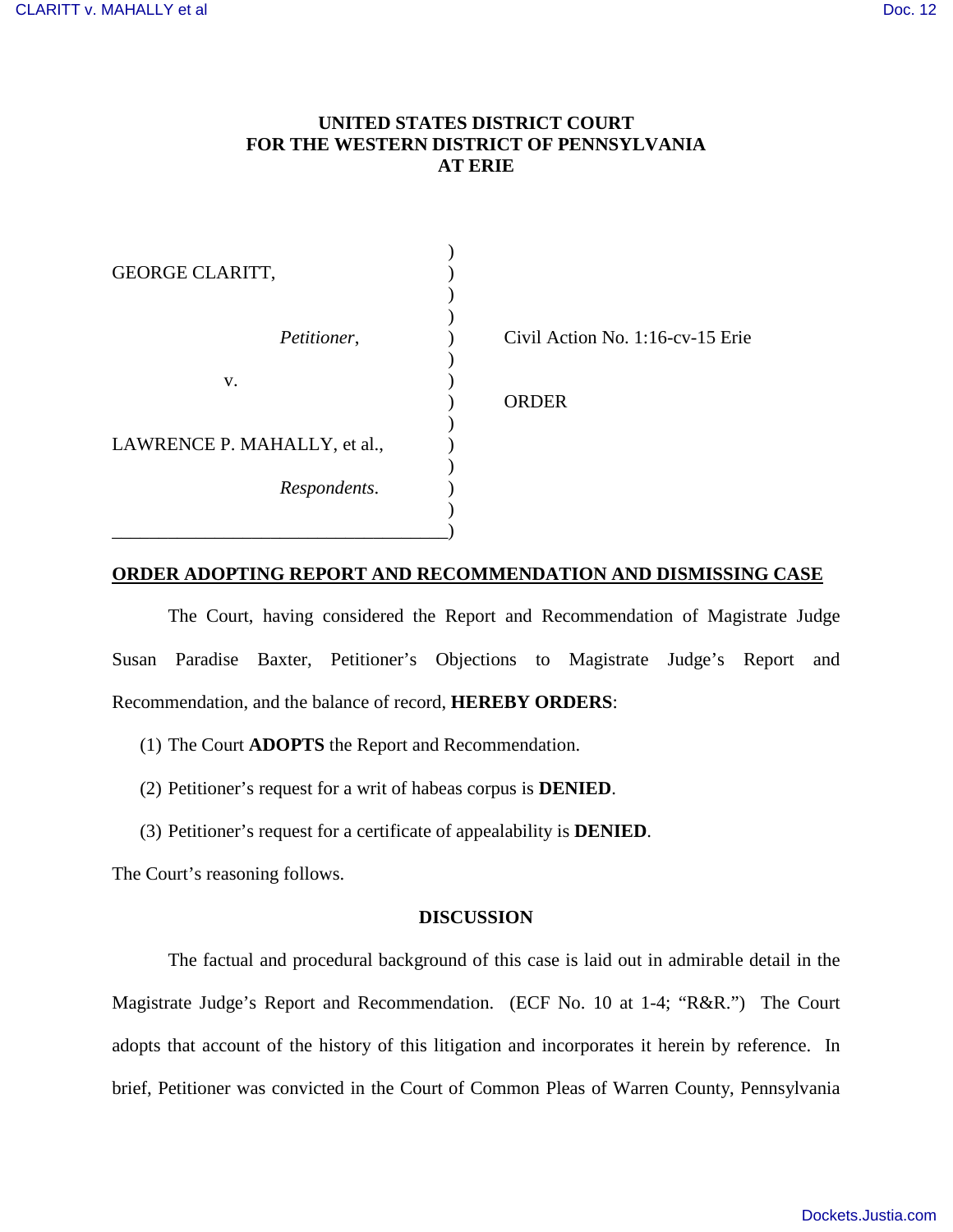**UNITED STATES DISTRICT COURT**
**FOR THE WESTERN DISTRICT OF PENNSYLVANIA**
**AT ERIE**

| | |
|---|---|
| GEORGE CLARITT, *Petitioner*, v. LAWRENCE P. MAHALLY, et al., *Respondents*. | Civil Action No. 1:16-cv-15 Erie ORDER |

**ORDER ADOPTING REPORT AND RECOMMENDATION AND DISMISSING CASE**

The Court, having considered the Report and Recommendation of Magistrate Judge Susan Paradise Baxter, Petitioner's Objections to Magistrate Judge's Report and Recommendation, and the balance of record, **HEREBY ORDERS**:

(1) The Court **ADOPTS** the Report and Recommendation.

(2) Petitioner's request for a writ of habeas corpus is **DENIED**.

(3) Petitioner's request for a certificate of appealability is **DENIED**.

The Court's reasoning follows.

**DISCUSSION**

The factual and procedural background of this case is laid out in admirable detail in the Magistrate Judge's Report and Recommendation. (ECF No. 10 at 1-4; "R&R.") The Court adopts that account of the history of this litigation and incorporates it herein by reference. In brief, Petitioner was convicted in the Court of Common Pleas of Warren County, Pennsylvania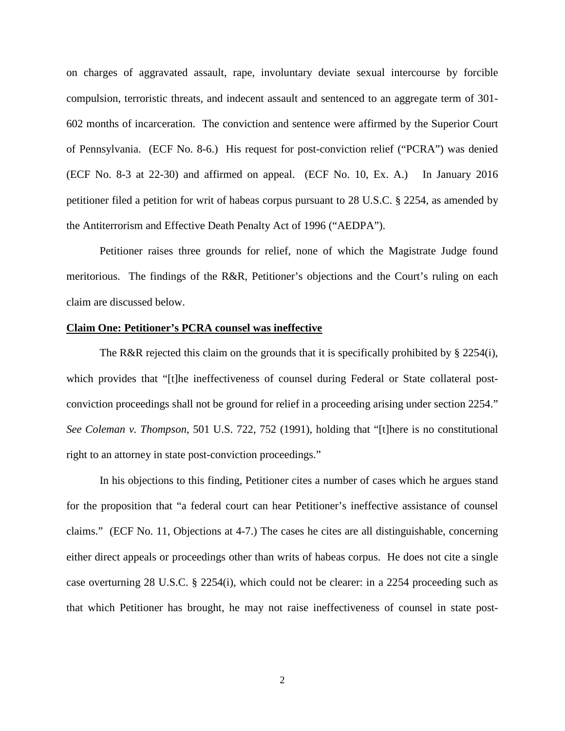on charges of aggravated assault, rape, involuntary deviate sexual intercourse by forcible compulsion, terroristic threats, and indecent assault and sentenced to an aggregate term of 301-602 months of incarceration. The conviction and sentence were affirmed by the Superior Court of Pennsylvania. (ECF No. 8-6.) His request for post-conviction relief ("PCRA") was denied (ECF No. 8-3 at 22-30) and affirmed on appeal. (ECF No. 10, Ex. A.) In January 2016 petitioner filed a petition for writ of habeas corpus pursuant to 28 U.S.C. § 2254, as amended by the Antiterrorism and Effective Death Penalty Act of 1996 ("AEDPA").

Petitioner raises three grounds for relief, none of which the Magistrate Judge found meritorious. The findings of the R&R, Petitioner's objections and the Court's ruling on each claim are discussed below.

**Claim One: Petitioner's PCRA counsel was ineffective**

The R&R rejected this claim on the grounds that it is specifically prohibited by § 2254(i), which provides that "[t]he ineffectiveness of counsel during Federal or State collateral post-conviction proceedings shall not be ground for relief in a proceeding arising under section 2254." *See Coleman v. Thompson*, 501 U.S. 722, 752 (1991), holding that "[t]here is no constitutional right to an attorney in state post-conviction proceedings."

In his objections to this finding, Petitioner cites a number of cases which he argues stand for the proposition that "a federal court can hear Petitioner's ineffective assistance of counsel claims." (ECF No. 11, Objections at 4-7.) The cases he cites are all distinguishable, concerning either direct appeals or proceedings other than writs of habeas corpus. He does not cite a single case overturning 28 U.S.C. § 2254(i), which could not be clearer: in a 2254 proceeding such as that which Petitioner has brought, he may not raise ineffectiveness of counsel in state post-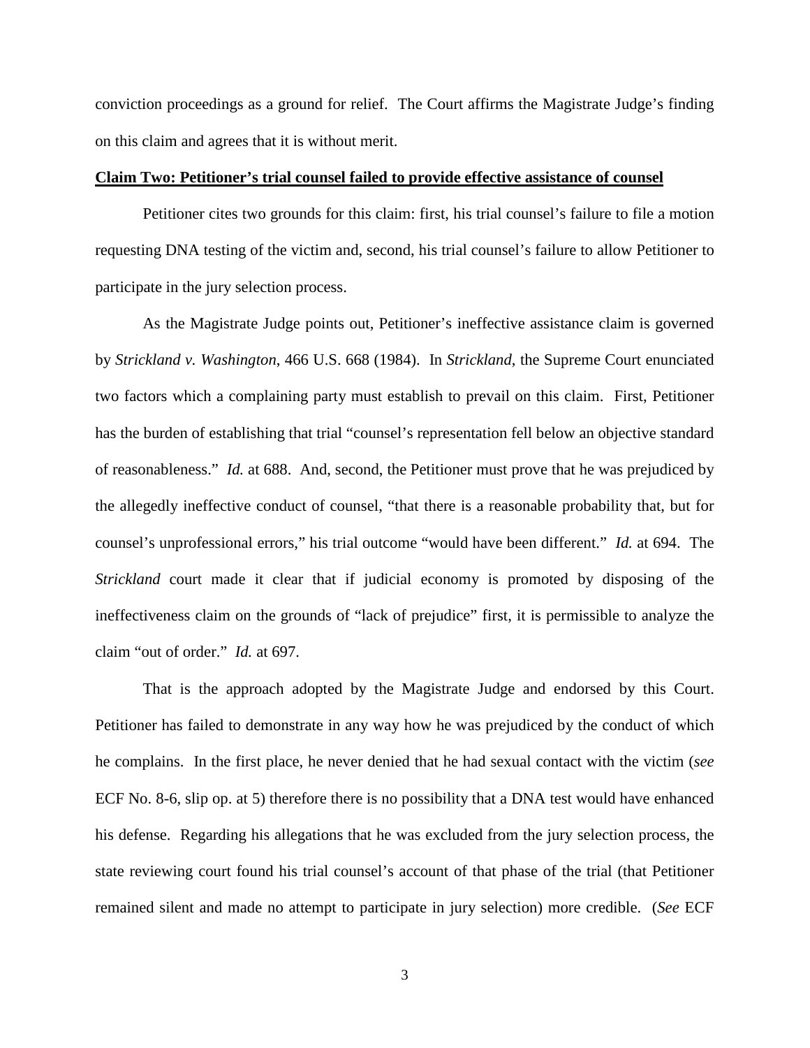conviction proceedings as a ground for relief. The Court affirms the Magistrate Judge's finding on this claim and agrees that it is without merit.

**Claim Two: Petitioner's trial counsel failed to provide effective assistance of counsel**

Petitioner cites two grounds for this claim: first, his trial counsel's failure to file a motion requesting DNA testing of the victim and, second, his trial counsel's failure to allow Petitioner to participate in the jury selection process.

As the Magistrate Judge points out, Petitioner's ineffective assistance claim is governed by *Strickland v. Washington*, 466 U.S. 668 (1984). In *Strickland*, the Supreme Court enunciated two factors which a complaining party must establish to prevail on this claim. First, Petitioner has the burden of establishing that trial "counsel's representation fell below an objective standard of reasonableness." *Id.* at 688. And, second, the Petitioner must prove that he was prejudiced by the allegedly ineffective conduct of counsel, "that there is a reasonable probability that, but for counsel's unprofessional errors," his trial outcome "would have been different." *Id.* at 694. The *Strickland* court made it clear that if judicial economy is promoted by disposing of the ineffectiveness claim on the grounds of "lack of prejudice" first, it is permissible to analyze the claim "out of order." *Id.* at 697.

That is the approach adopted by the Magistrate Judge and endorsed by this Court. Petitioner has failed to demonstrate in any way how he was prejudiced by the conduct of which he complains. In the first place, he never denied that he had sexual contact with the victim (*see* ECF No. 8-6, slip op. at 5) therefore there is no possibility that a DNA test would have enhanced his defense. Regarding his allegations that he was excluded from the jury selection process, the state reviewing court found his trial counsel's account of that phase of the trial (that Petitioner remained silent and made no attempt to participate in jury selection) more credible. (*See* ECF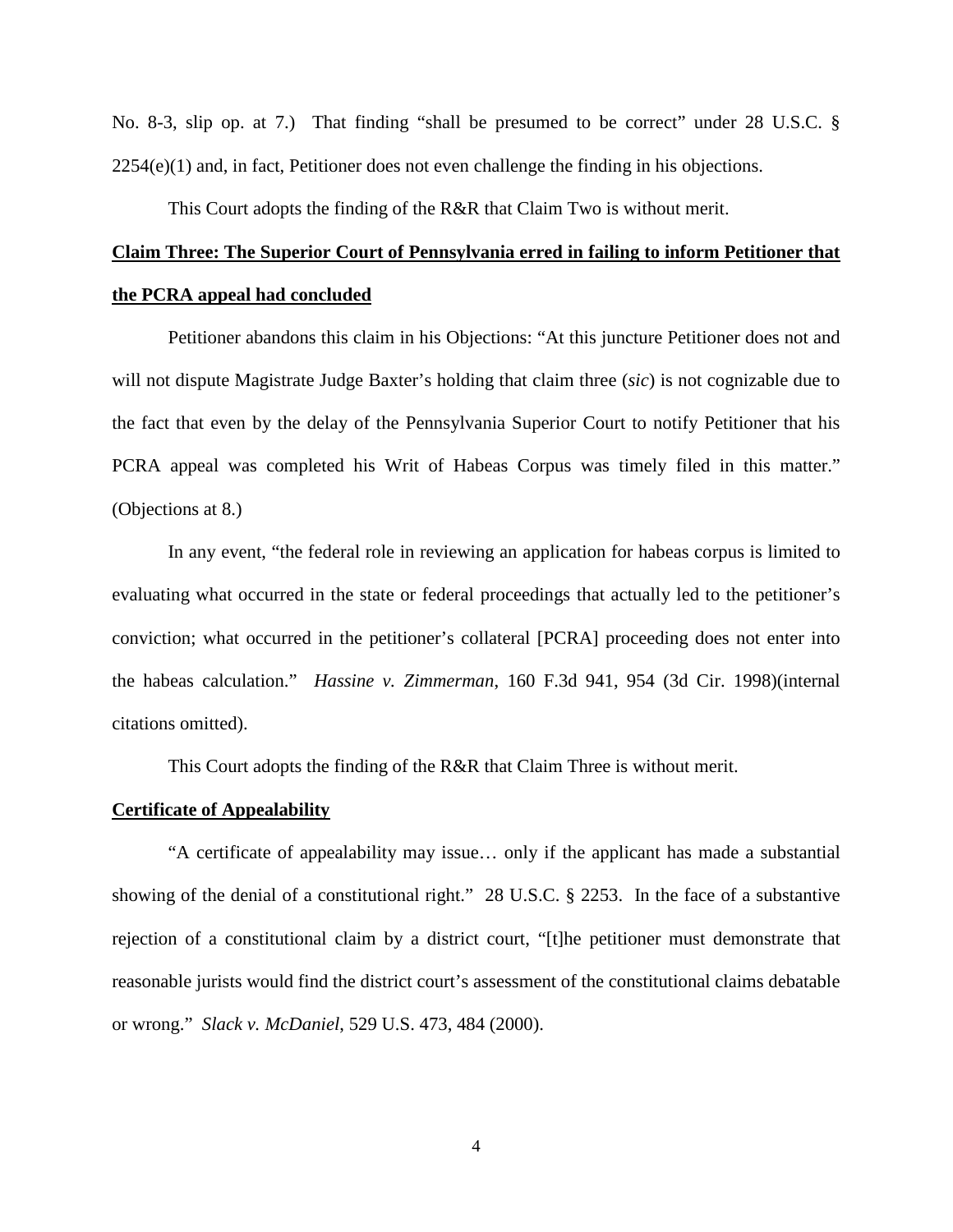No. 8-3, slip op. at 7.) That finding "shall be presumed to be correct" under 28 U.S.C. § 2254(e)(1) and, in fact, Petitioner does not even challenge the finding in his objections.

This Court adopts the finding of the R&R that Claim Two is without merit.

**Claim Three: The Superior Court of Pennsylvania erred in failing to inform Petitioner that the PCRA appeal had concluded**

Petitioner abandons this claim in his Objections: "At this juncture Petitioner does not and will not dispute Magistrate Judge Baxter's holding that claim three (*sic*) is not cognizable due to the fact that even by the delay of the Pennsylvania Superior Court to notify Petitioner that his PCRA appeal was completed his Writ of Habeas Corpus was timely filed in this matter." (Objections at 8.)

In any event, "the federal role in reviewing an application for habeas corpus is limited to evaluating what occurred in the state or federal proceedings that actually led to the petitioner's conviction; what occurred in the petitioner's collateral [PCRA] proceeding does not enter into the habeas calculation." *Hassine v. Zimmerman*, 160 F.3d 941, 954 (3d Cir. 1998)(internal citations omitted).

This Court adopts the finding of the R&R that Claim Three is without merit.

**Certificate of Appealability**

"A certificate of appealability may issue… only if the applicant has made a substantial showing of the denial of a constitutional right." 28 U.S.C. § 2253. In the face of a substantive rejection of a constitutional claim by a district court, "[t]he petitioner must demonstrate that reasonable jurists would find the district court's assessment of the constitutional claims debatable or wrong." *Slack v. McDaniel*, 529 U.S. 473, 484 (2000).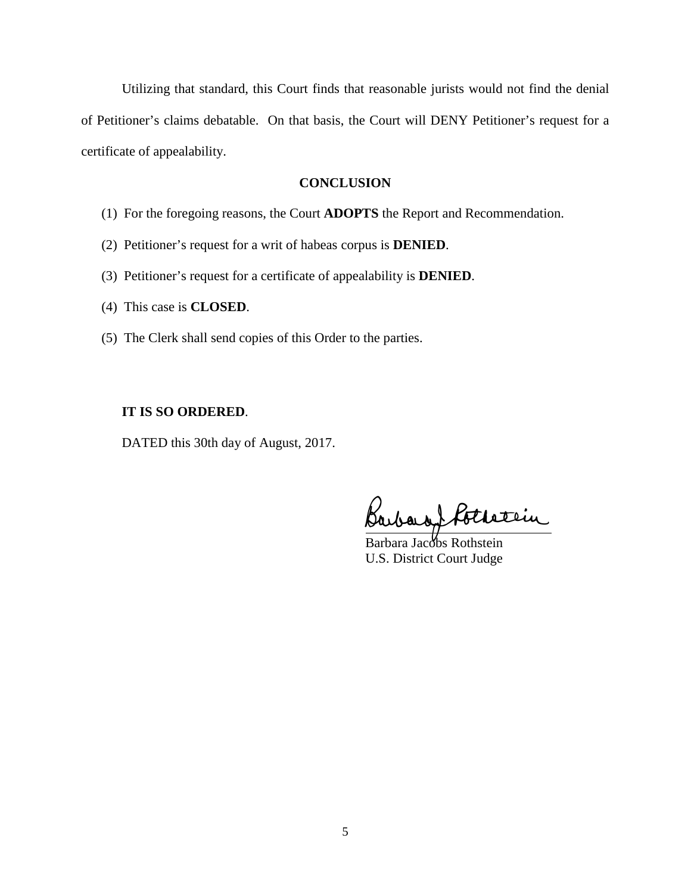Utilizing that standard, this Court finds that reasonable jurists would not find the denial of Petitioner's claims debatable. On that basis, the Court will DENY Petitioner's request for a certificate of appealability.

## CONCLUSION

(1) For the foregoing reasons, the Court **ADOPTS** the Report and Recommendation.

(2) Petitioner's request for a writ of habeas corpus is **DENIED**.

(3) Petitioner's request for a certificate of appealability is **DENIED**.

(4) This case is **CLOSED**.

(5) The Clerk shall send copies of this Order to the parties.

**IT IS SO ORDERED**.

DATED this 30th day of August, 2017.

Barbara Jacobs Rothstein
U.S. District Court Judge